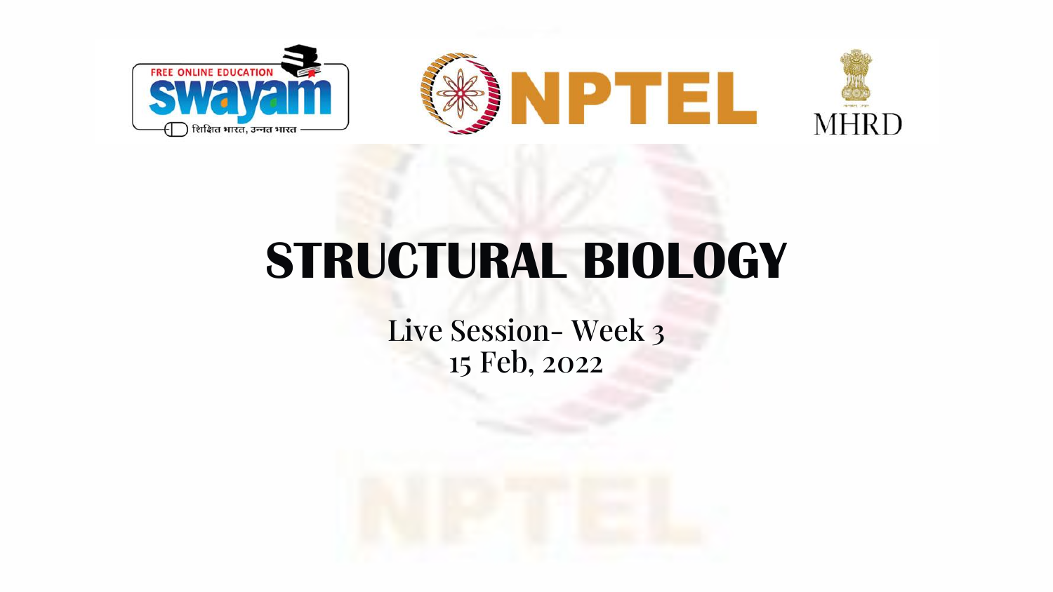# STRUCTURAL BIOLOGY

Live Session- Week 3

15 Feb, 2022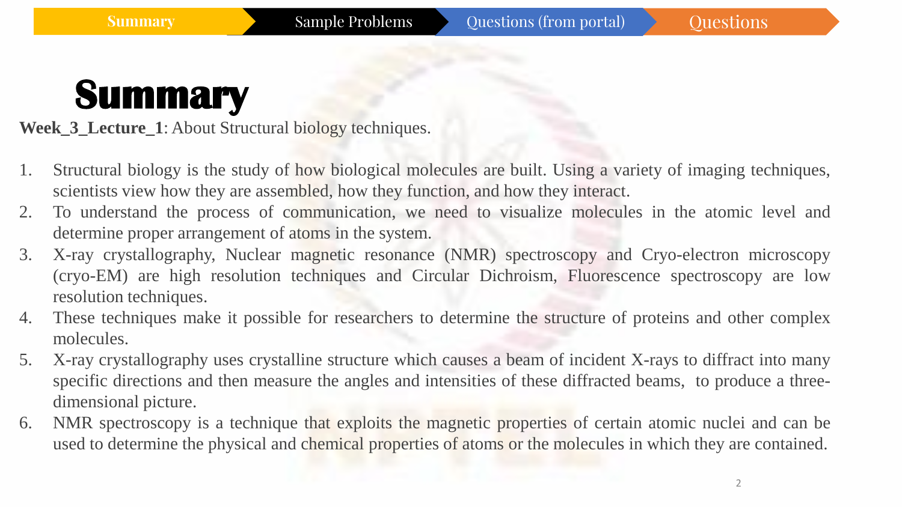# Summary

**Week_3_Lecture_1**: About Structural biology techniques.

1. Structural biology is the study of how biological molecules are built. Using a variety of imaging techniques, scientists view how they are assembled, how they function, and how they interact.
2. To understand the process of communication, we need to visualize molecules in the atomic level and determine proper arrangement of atoms in the system.
3. X-ray crystallography, Nuclear magnetic resonance (NMR) spectroscopy and Cryo-electron microscopy (cryo-EM) are high resolution techniques and Circular Dichroism, Fluorescence spectroscopy are low resolution techniques.
4. These techniques make it possible for researchers to determine the structure of proteins and other complex molecules.
5. X-ray crystallography uses crystalline structure which causes a beam of incident X-rays to diffract into many specific directions and then measure the angles and intensities of these diffracted beams, to produce a three-dimensional picture.
6. NMR spectroscopy is a technique that exploits the magnetic properties of certain atomic nuclei and can be used to determine the physical and chemical properties of atoms or the molecules in which they are contained.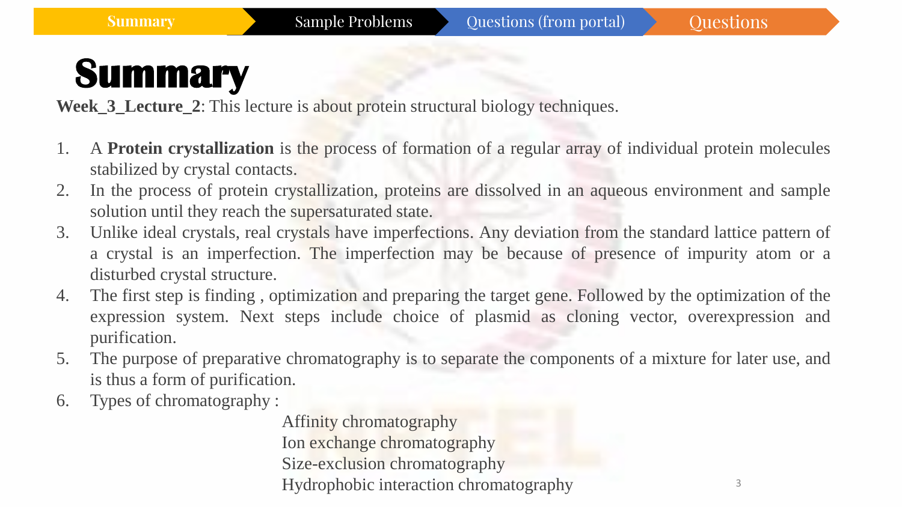Summary | Sample Problems | Questions (from portal) | Questions

# Summary

**Week_3_Lecture_2**: This lecture is about protein structural biology techniques.

1. A **Protein crystallization** is the process of formation of a regular array of individual protein molecules stabilized by crystal contacts.
2. In the process of protein crystallization, proteins are dissolved in an aqueous environment and sample solution until they reach the supersaturated state.
3. Unlike ideal crystals, real crystals have imperfections. Any deviation from the standard lattice pattern of a crystal is an imperfection. The imperfection may be because of presence of impurity atom or a disturbed crystal structure.
4. The first step is finding , optimization and preparing the target gene. Followed by the optimization of the expression system. Next steps include choice of plasmid as cloning vector, overexpression and purification.
5. The purpose of preparative chromatography is to separate the components of a mixture for later use, and is thus a form of purification.
6. Types of chromatography :

   Affinity chromatography
   Ion exchange chromatography
   Size-exclusion chromatography
   Hydrophobic interaction chromatography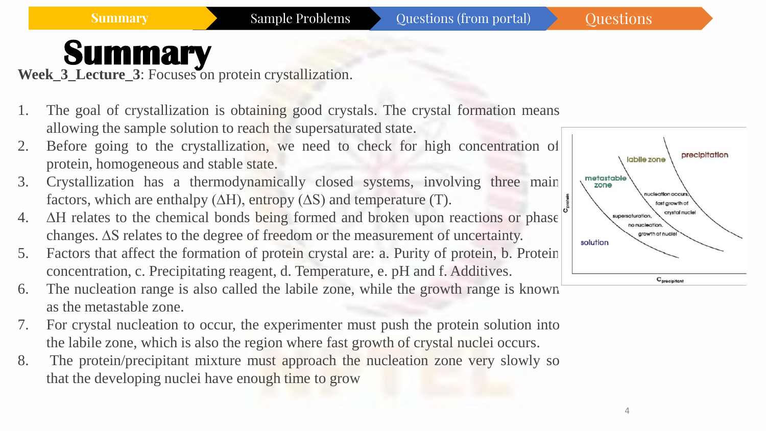# Summary

**Week_3_Lecture_3**: Focuses on protein crystallization.

1. The goal of crystallization is obtaining good crystals. The crystal formation means allowing the sample solution to reach the supersaturated state.
2. Before going to the crystallization, we need to check for high concentration of protein, homogeneous and stable state.
3. Crystallization has a thermodynamically closed systems, involving three main factors, which are enthalpy ($\Delta H$), entropy ($\Delta S$) and temperature (T).
4. $\Delta H$ relates to the chemical bonds being formed and broken upon reactions or phase changes. $\Delta S$ relates to the degree of freedom or the measurement of uncertainty.
5. Factors that affect the formation of protein crystal are: a. Purity of protein, b. Protein concentration, c. Precipitating reagent, d. Temperature, e. pH and f. Additives.
6. The nucleation range is also called the labile zone, while the growth range is known as the metastable zone.
7. For crystal nucleation to occur, the experimenter must push the protein solution into the labile zone, which is also the region where fast growth of crystal nuclei occurs.
8. The protein/precipitant mixture must approach the nucleation zone very slowly so that the developing nuclei have enough time to grow

precipitation

labile zone

metastable zone

nucleation occurs, fast growth of crystal nuclei

supersaturation, no nucleation, growth of nuclei

solution

$C_{protein}$

$C_{precipitant}$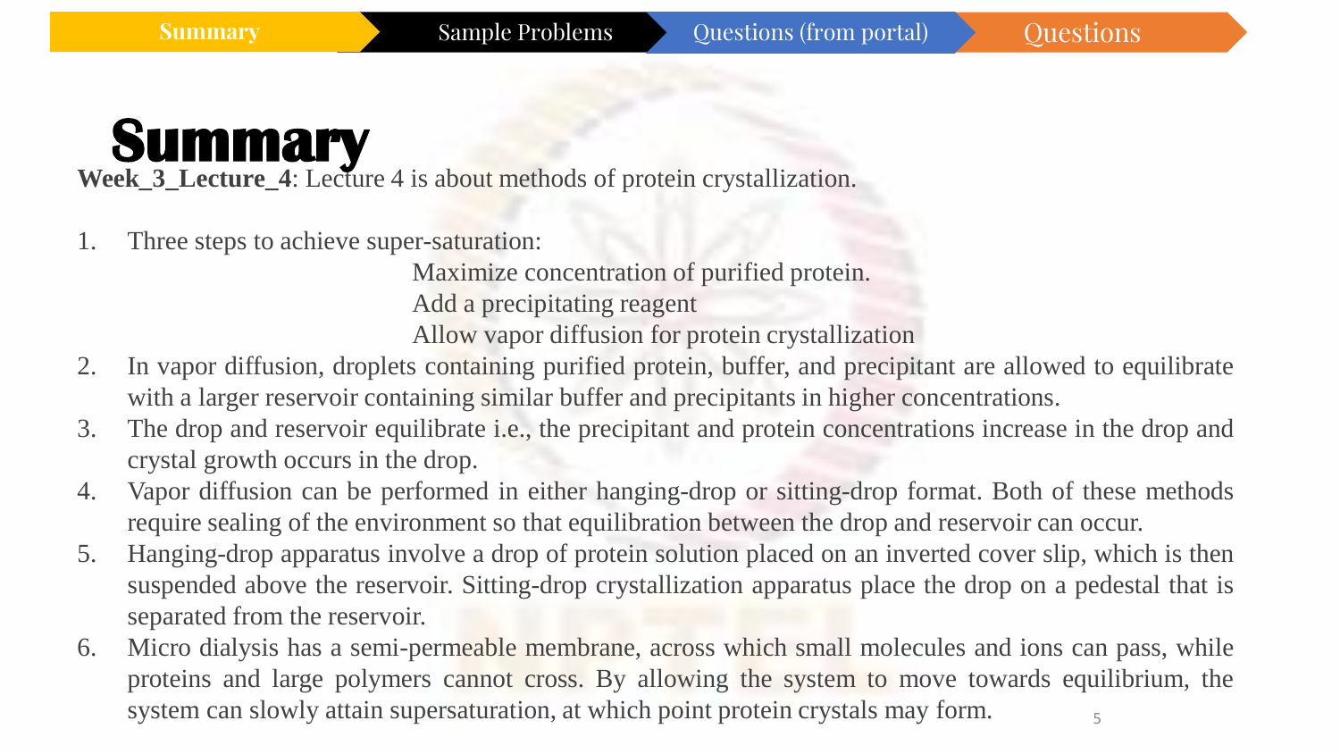# Summary

**Week_3_Lecture_4**: Lecture 4 is about methods of protein crystallization.

1. Three steps to achieve super-saturation:
   - Maximize concentration of purified protein.
   - Add a precipitating reagent
   - Allow vapor diffusion for protein crystallization
2. In vapor diffusion, droplets containing purified protein, buffer, and precipitant are allowed to equilibrate with a larger reservoir containing similar buffer and precipitants in higher concentrations.
3. The drop and reservoir equilibrate i.e., the precipitant and protein concentrations increase in the drop and crystal growth occurs in the drop.
4. Vapor diffusion can be performed in either hanging-drop or sitting-drop format. Both of these methods require sealing of the environment so that equilibration between the drop and reservoir can occur.
5. Hanging-drop apparatus involve a drop of protein solution placed on an inverted cover slip, which is then suspended above the reservoir. Sitting-drop crystallization apparatus place the drop on a pedestal that is separated from the reservoir.
6. Micro dialysis has a semi-permeable membrane, across which small molecules and ions can pass, while proteins and large polymers cannot cross. By allowing the system to move towards equilibrium, the system can slowly attain supersaturation, at which point protein crystals may form.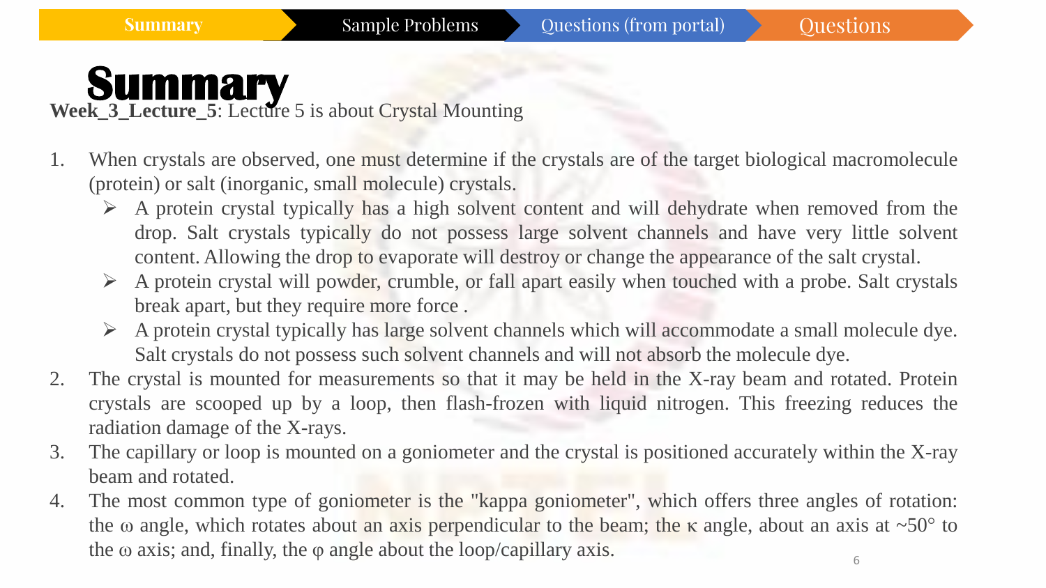# Summary

**Week_3_Lecture_5**: Lecture 5 is about Crystal Mounting

1. When crystals are observed, one must determine if the crystals are of the target biological macromolecule (protein) or salt (inorganic, small molecule) crystals.
   - A protein crystal typically has a high solvent content and will dehydrate when removed from the drop. Salt crystals typically do not possess large solvent channels and have very little solvent content. Allowing the drop to evaporate will destroy or change the appearance of the salt crystal.
   - A protein crystal will powder, crumble, or fall apart easily when touched with a probe. Salt crystals break apart, but they require more force .
   - A protein crystal typically has large solvent channels which will accommodate a small molecule dye. Salt crystals do not possess such solvent channels and will not absorb the molecule dye.
2. The crystal is mounted for measurements so that it may be held in the X-ray beam and rotated. Protein crystals are scooped up by a loop, then flash-frozen with liquid nitrogen. This freezing reduces the radiation damage of the X-rays.
3. The capillary or loop is mounted on a goniometer and the crystal is positioned accurately within the X-ray beam and rotated.
4. The most common type of goniometer is the "kappa goniometer", which offers three angles of rotation: the $\omega$ angle, which rotates about an axis perpendicular to the beam; the $\kappa$ angle, about an axis at ~50° to the $\omega$ axis; and, finally, the $\varphi$ angle about the loop/capillary axis.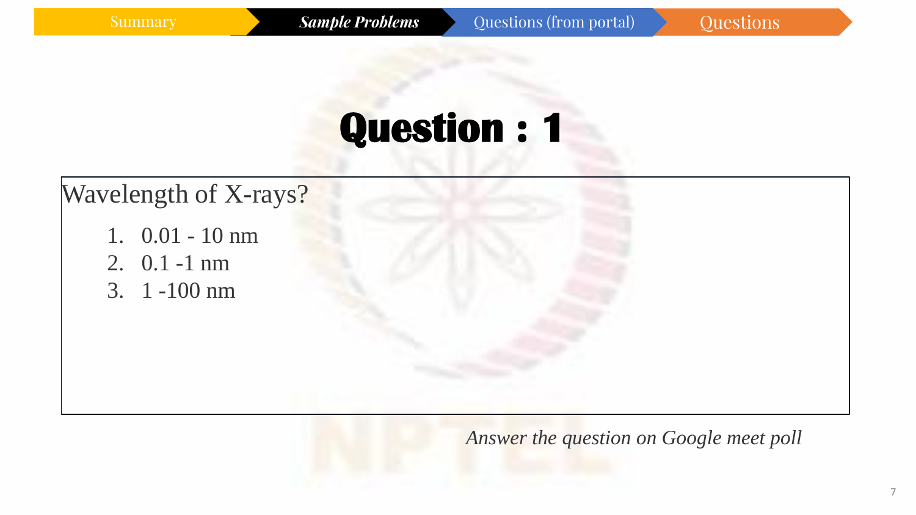Summary | ***Sample Problems*** | Questions (from portal) | Questions

# Question : 1

Wavelength of X-rays?

1. 0.01 - 10 nm
2. 0.1 -1 nm
3. 1 -100 nm

*Answer the question on Google meet poll*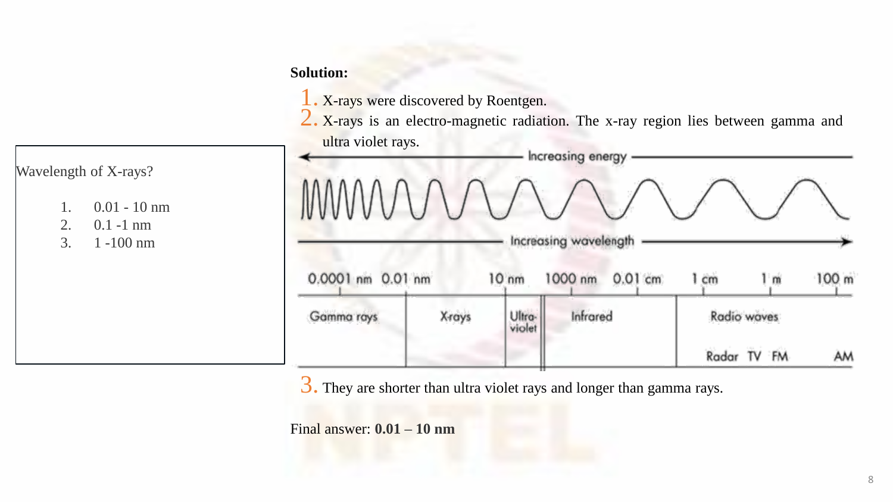Wavelength of X-rays?

1. 0.01 - 10 nm
2. 0.1 -1 nm
3. 1 -100 nm

**Solution:**

1. X-rays were discovered by Roentgen.
2. X-rays is an electro-magnetic radiation. The x-ray region lies between gamma and ultra violet rays.

Increasing energy

Increasing wavelength

| 0.0001 nm | 0.01 nm | 10 nm | 1000 nm | 0.01 cm | 1 cm | 1 m | 100 m |
|---|---|---|---|---|---|---|---|

| Gamma rays | X-rays | Ultra-violet | Infrared | Radio waves |
|---|---|---|---|---|
| | | | | Radar TV FM AM |

3. They are shorter than ultra violet rays and longer than gamma rays.

Final answer: **0.01 – 10 nm**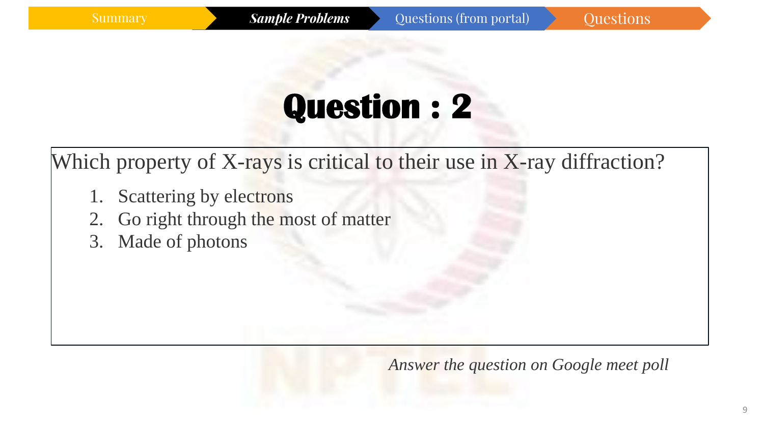# Question : 2

Which property of X-rays is critical to their use in X-ray diffraction?

1. Scattering by electrons
2. Go right through the most of matter
3. Made of photons

*Answer the question on Google meet poll*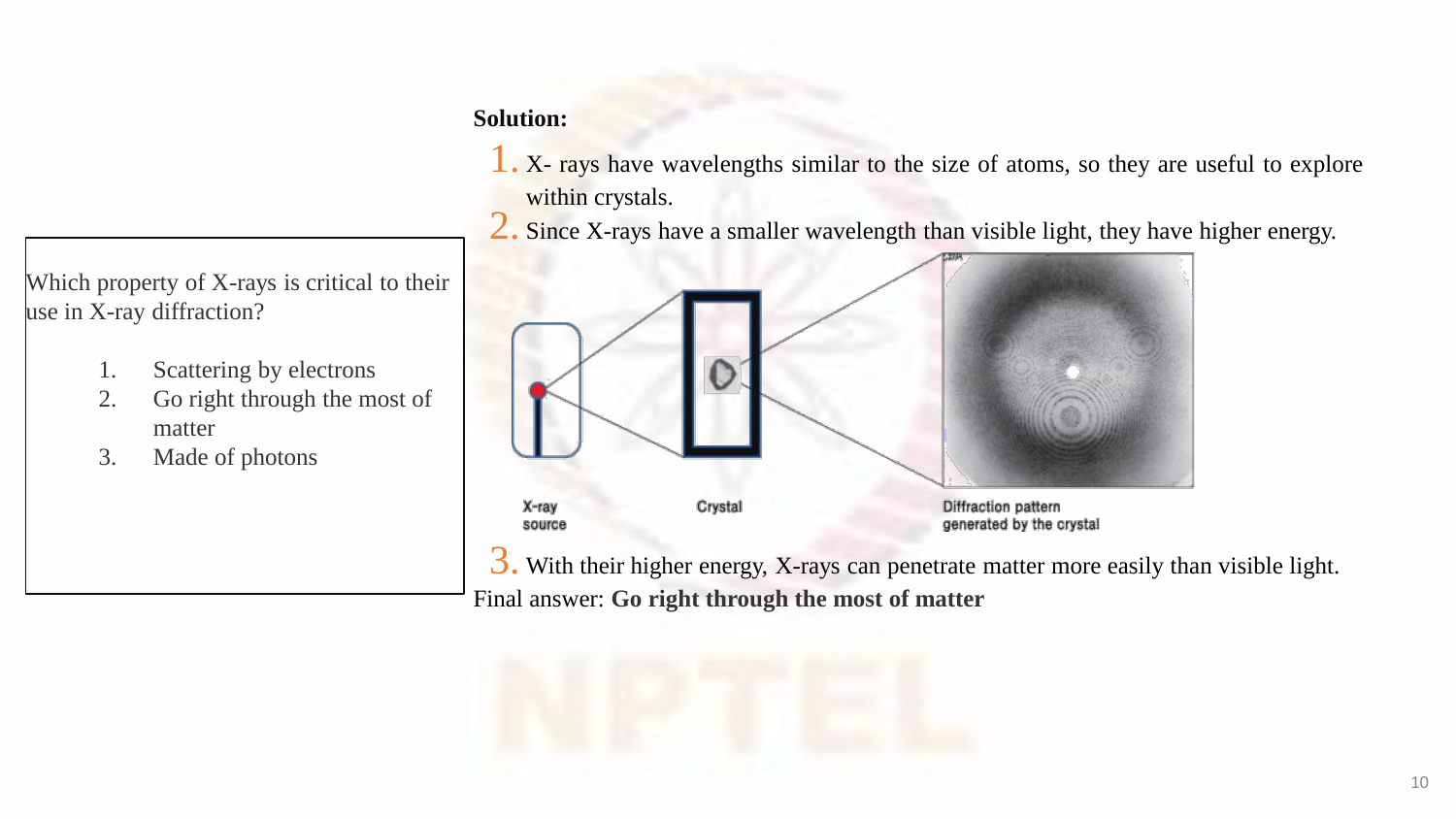Which property of X-rays is critical to their use in X-ray diffraction?

1. Scattering by electrons
2. Go right through the most of matter
3. Made of photons

**Solution:**

1. X- rays have wavelengths similar to the size of atoms, so they are useful to explore within crystals.
2. Since X-rays have a smaller wavelength than visible light, they have higher energy.

X-ray source

Crystal

Diffraction pattern generated by the crystal

3. With their higher energy, X-rays can penetrate matter more easily than visible light.

Final answer: **Go right through the most of matter**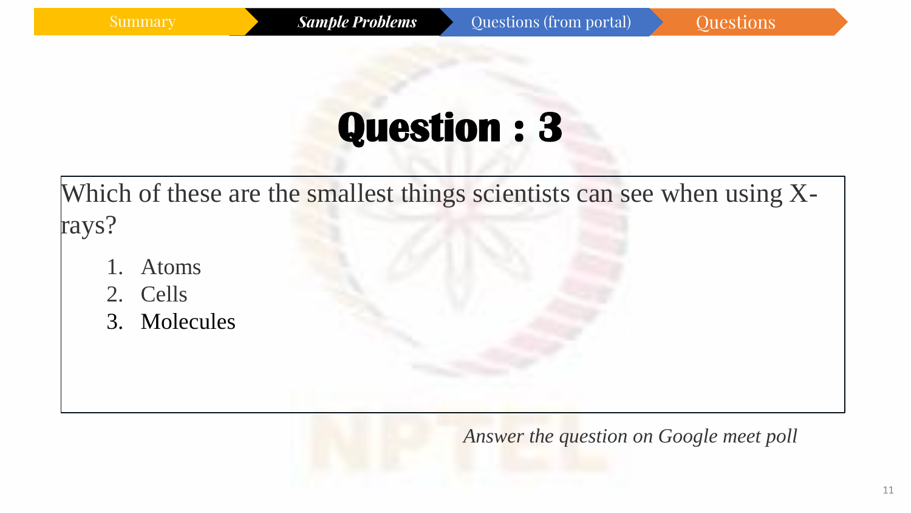Summary | ***Sample Problems*** | Questions (from portal) | Questions

# Question : 3

Which of these are the smallest things scientists can see when using X-rays?

1. Atoms
2. Cells
3. Molecules

*Answer the question on Google meet poll*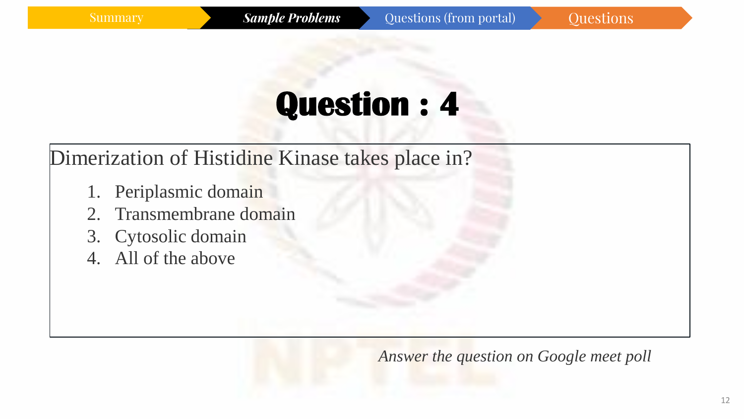Summary | ***Sample Problems*** | Questions (from portal) | Questions

# Question : 4

Dimerization of Histidine Kinase takes place in?

1. Periplasmic domain
2. Transmembrane domain
3. Cytosolic domain
4. All of the above

*Answer the question on Google meet poll*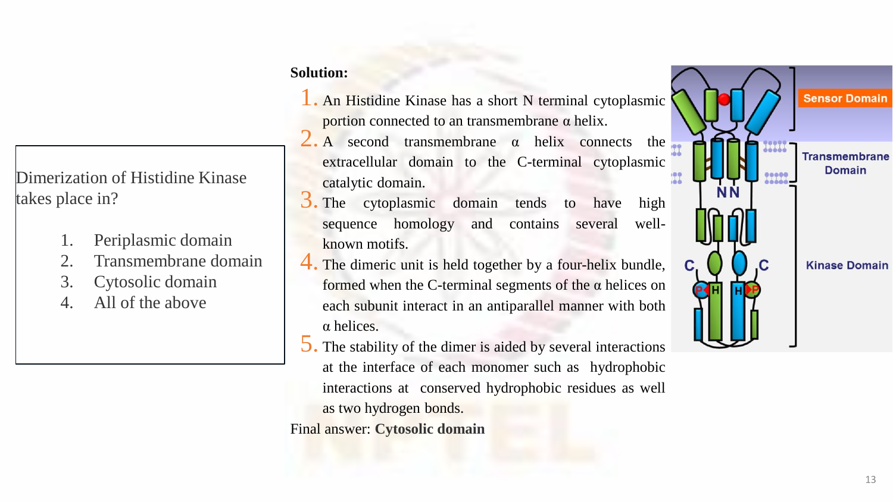Dimerization of Histidine Kinase takes place in?

1. Periplasmic domain
2. Transmembrane domain
3. Cytosolic domain
4. All of the above

**Solution:**

1. An Histidine Kinase has a short N terminal cytoplasmic portion connected to an transmembrane α helix.
2. A second transmembrane α helix connects the extracellular domain to the C-terminal cytoplasmic catalytic domain.
3. The cytoplasmic domain tends to have high sequence homology and contains several well-known motifs.
4. The dimeric unit is held together by a four-helix bundle, formed when the C-terminal segments of the α helices on each subunit interact in an antiparallel manner with both α helices.
5. The stability of the dimer is aided by several interactions at the interface of each monomer such as hydrophobic interactions at conserved hydrophobic residues as well as two hydrogen bonds.

Final answer: **Cytosolic domain**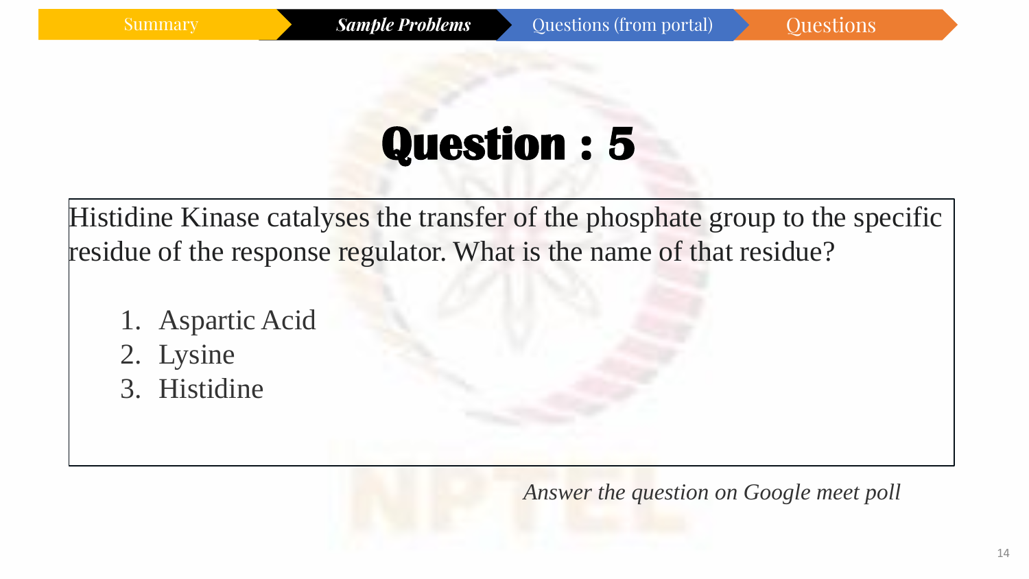# Question : 5

Histidine Kinase catalyses the transfer of the phosphate group to the specific residue of the response regulator. What is the name of that residue?

1. Aspartic Acid
2. Lysine
3. Histidine

*Answer the question on Google meet poll*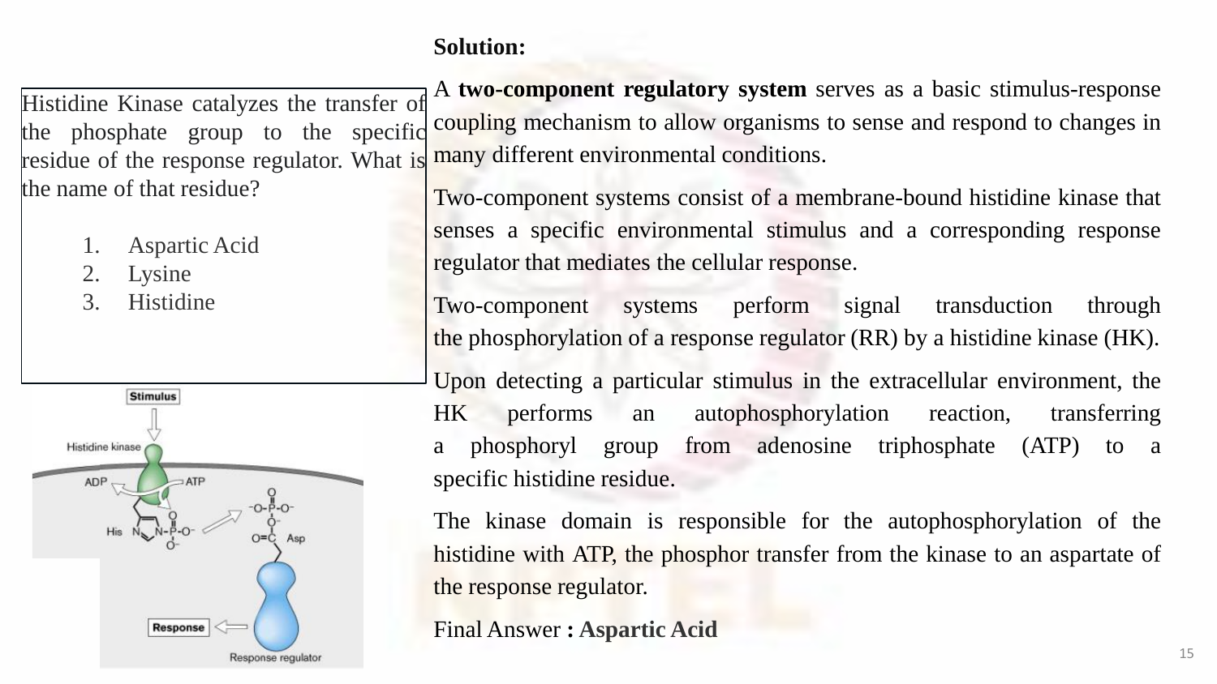Histidine Kinase catalyzes the transfer of the phosphate group to the specific residue of the response regulator. What is the name of that residue?

1. Aspartic Acid
2. Lysine
3. Histidine

**Solution:**

A **two-component regulatory system** serves as a basic stimulus-response coupling mechanism to allow organisms to sense and respond to changes in many different environmental conditions.

Two-component systems consist of a membrane-bound histidine kinase that senses a specific environmental stimulus and a corresponding response regulator that mediates the cellular response.

Two-component systems perform signal transduction through the phosphorylation of a response regulator (RR) by a histidine kinase (HK).

Upon detecting a particular stimulus in the extracellular environment, the HK performs an autophosphorylation reaction, transferring a phosphoryl group from adenosine triphosphate (ATP) to a specific histidine residue.

The kinase domain is responsible for the autophosphorylation of the histidine with ATP, the phosphor transfer from the kinase to an aspartate of the response regulator.

Final Answer **: Aspartic Acid**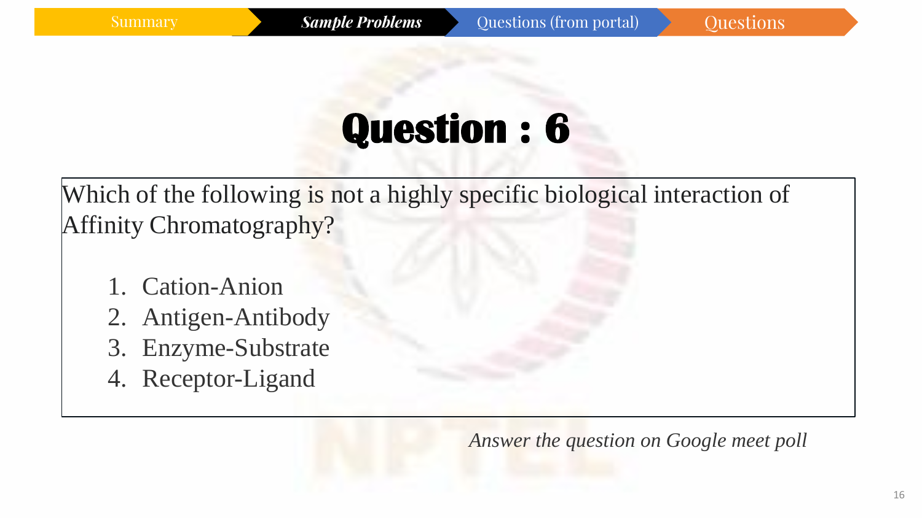# Question : 6

Which of the following is not a highly specific biological interaction of Affinity Chromatography?

1. Cation-Anion
2. Antigen-Antibody
3. Enzyme-Substrate
4. Receptor-Ligand

*Answer the question on Google meet poll*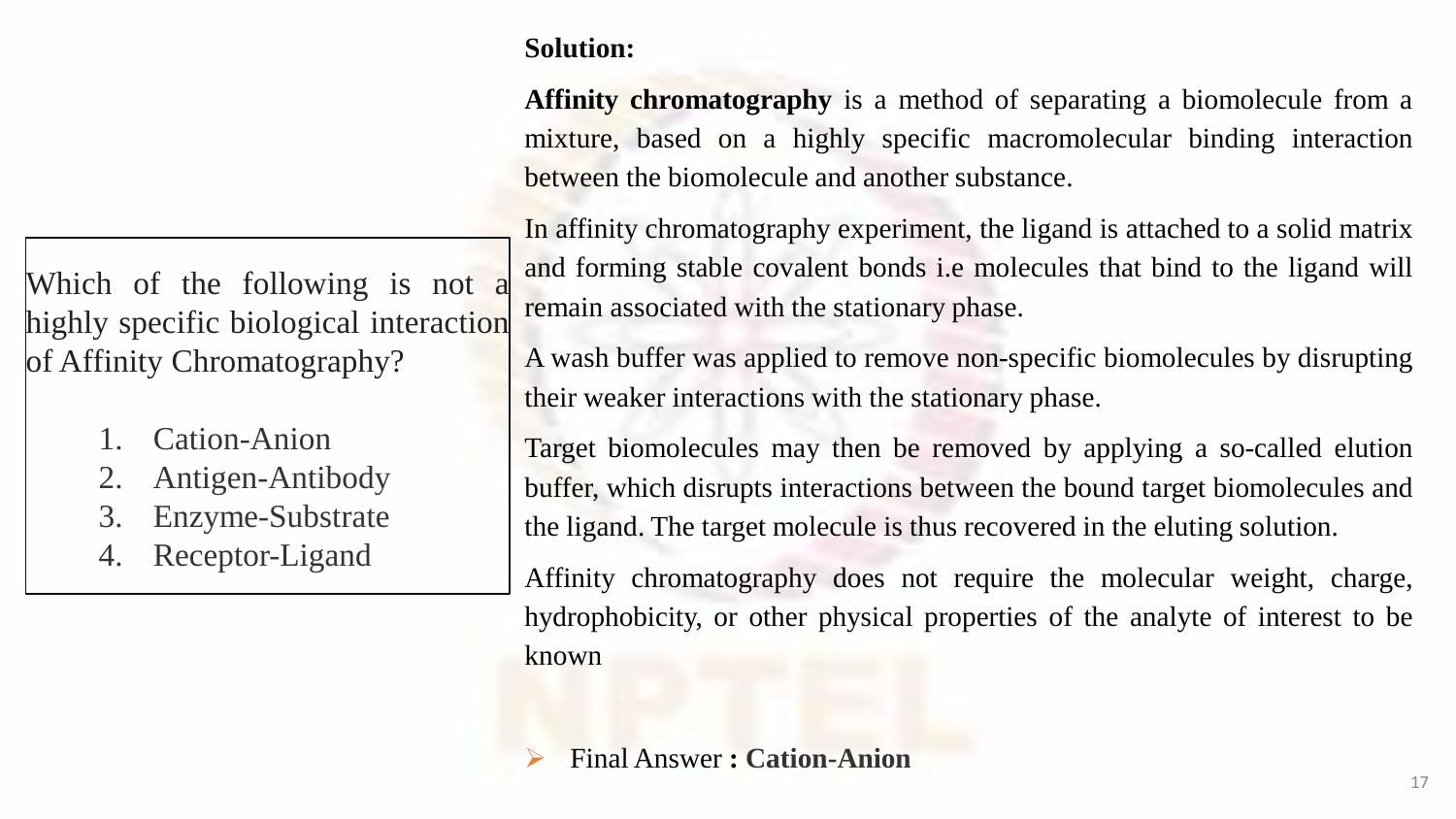Which of the following is not a highly specific biological interaction of Affinity Chromatography?

1. Cation-Anion
2. Antigen-Antibody
3. Enzyme-Substrate
4. Receptor-Ligand

**Solution:**

**Affinity chromatography** is a method of separating a biomolecule from a mixture, based on a highly specific macromolecular binding interaction between the biomolecule and another substance.

In affinity chromatography experiment, the ligand is attached to a solid matrix and forming stable covalent bonds i.e molecules that bind to the ligand will remain associated with the stationary phase.

A wash buffer was applied to remove non-specific biomolecules by disrupting their weaker interactions with the stationary phase.

Target biomolecules may then be removed by applying a so-called elution buffer, which disrupts interactions between the bound target biomolecules and the ligand. The target molecule is thus recovered in the eluting solution.

Affinity chromatography does not require the molecular weight, charge, hydrophobicity, or other physical properties of the analyte of interest to be known

- Final Answer **: Cation-Anion**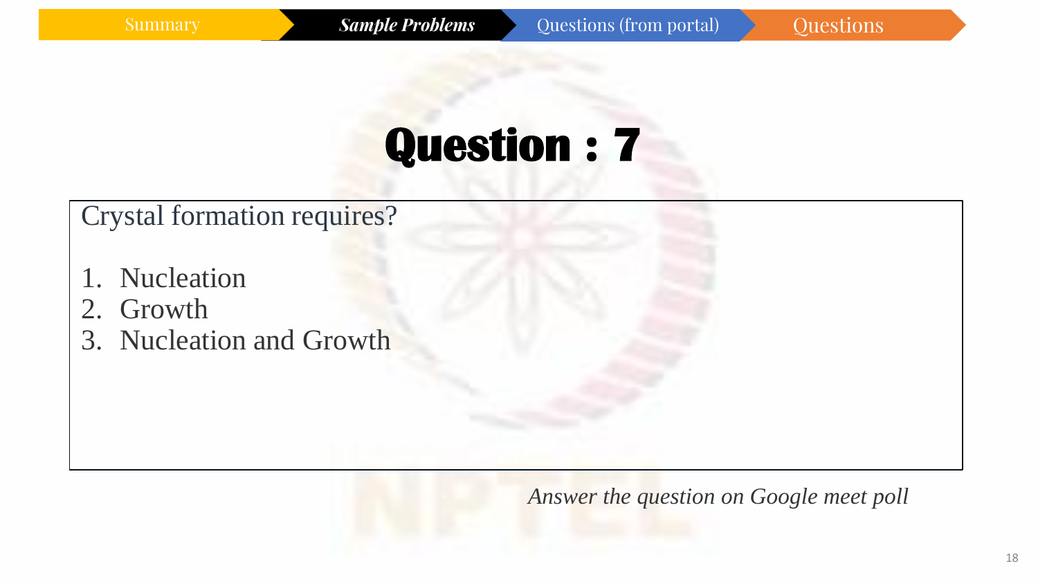Summary | ***Sample Problems*** | Questions (from portal) | Questions

# Question : 7

Crystal formation requires?

1. Nucleation
2. Growth
3. Nucleation and Growth

*Answer the question on Google meet poll*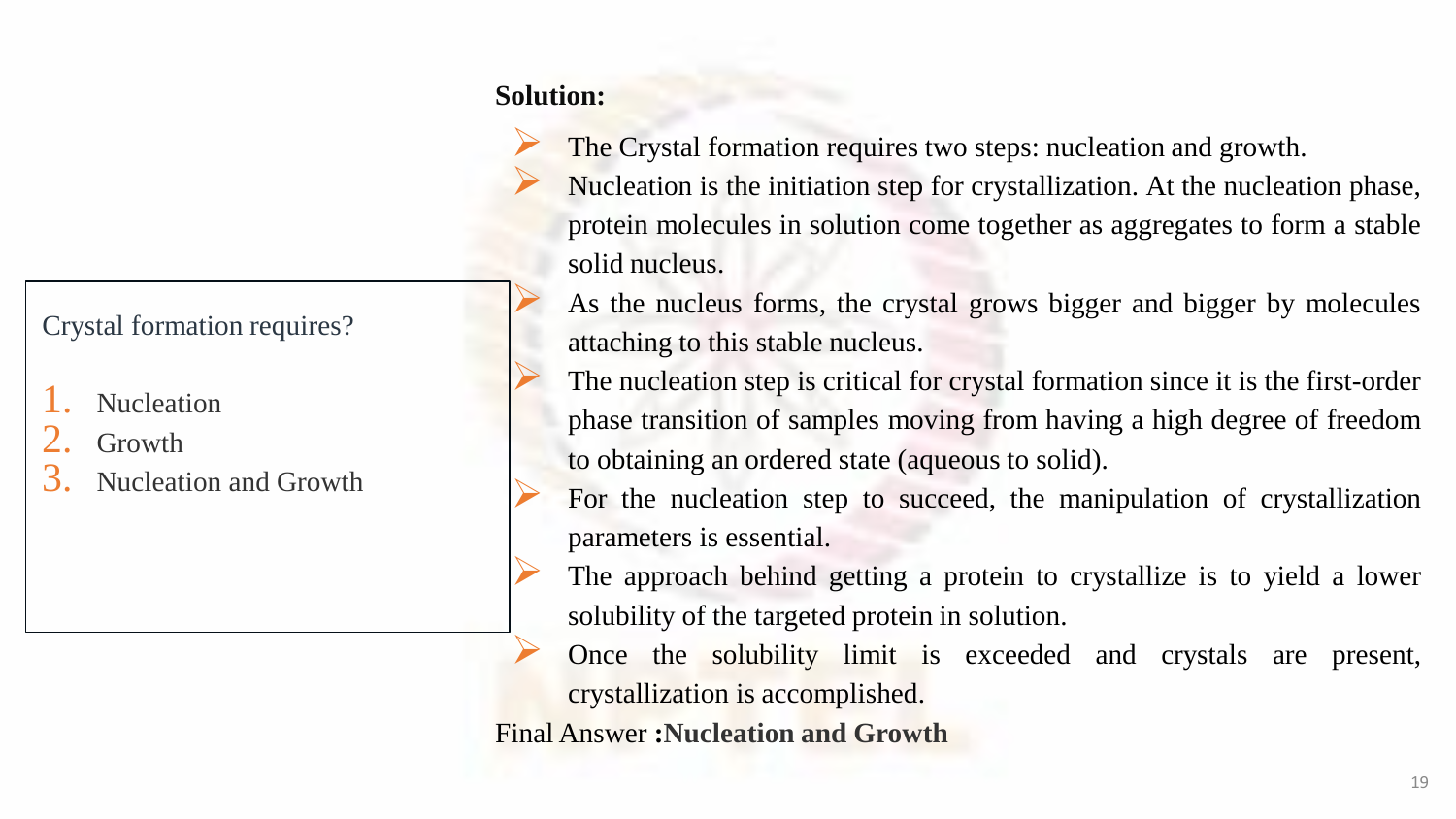Crystal formation requires?

1. Nucleation
2. Growth
3. Nucleation and Growth

**Solution:**

- The Crystal formation requires two steps: nucleation and growth.
- Nucleation is the initiation step for crystallization. At the nucleation phase, protein molecules in solution come together as aggregates to form a stable solid nucleus.
- As the nucleus forms, the crystal grows bigger and bigger by molecules attaching to this stable nucleus.
- The nucleation step is critical for crystal formation since it is the first-order phase transition of samples moving from having a high degree of freedom to obtaining an ordered state (aqueous to solid).
- For the nucleation step to succeed, the manipulation of crystallization parameters is essential.
- The approach behind getting a protein to crystallize is to yield a lower solubility of the targeted protein in solution.
- Once the solubility limit is exceeded and crystals are present, crystallization is accomplished.

Final Answer **:Nucleation and Growth**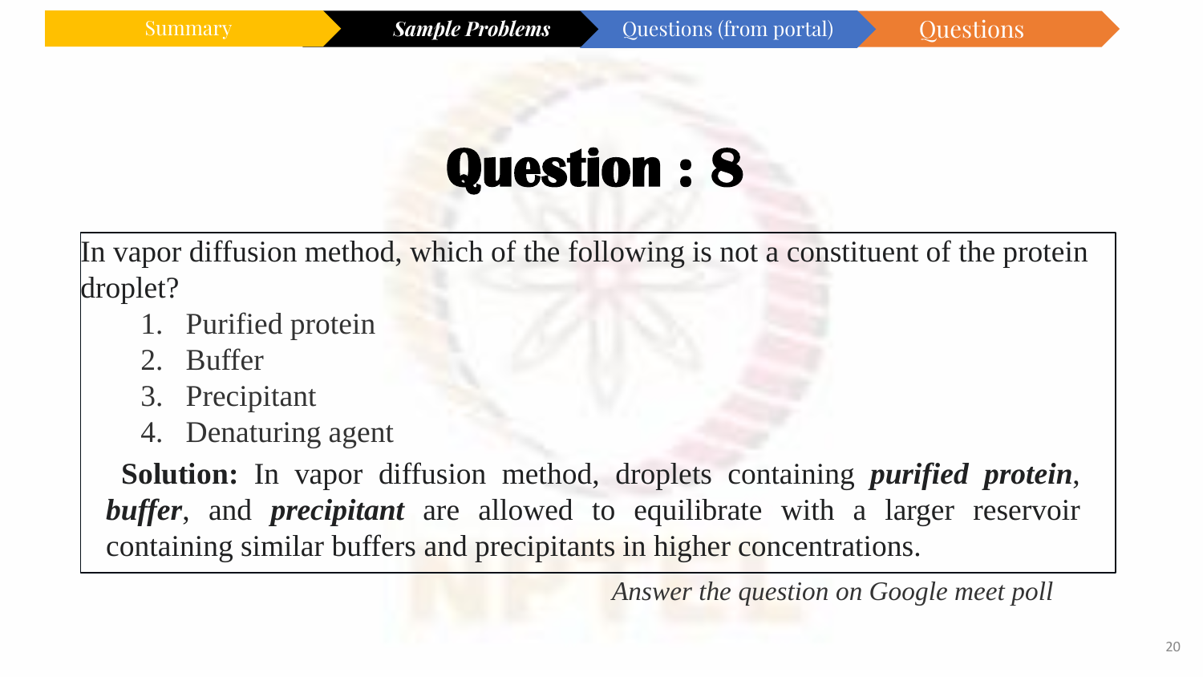Summary | ***Sample Problems*** | Questions (from portal) | Questions

# Question : 8

In vapor diffusion method, which of the following is not a constituent of the protein droplet?

1. Purified protein
2. Buffer
3. Precipitant
4. Denaturing agent

**Solution:** In vapor diffusion method, droplets containing ***purified protein***, ***buffer***, and ***precipitant*** are allowed to equilibrate with a larger reservoir containing similar buffers and precipitants in higher concentrations.

*Answer the question on Google meet poll*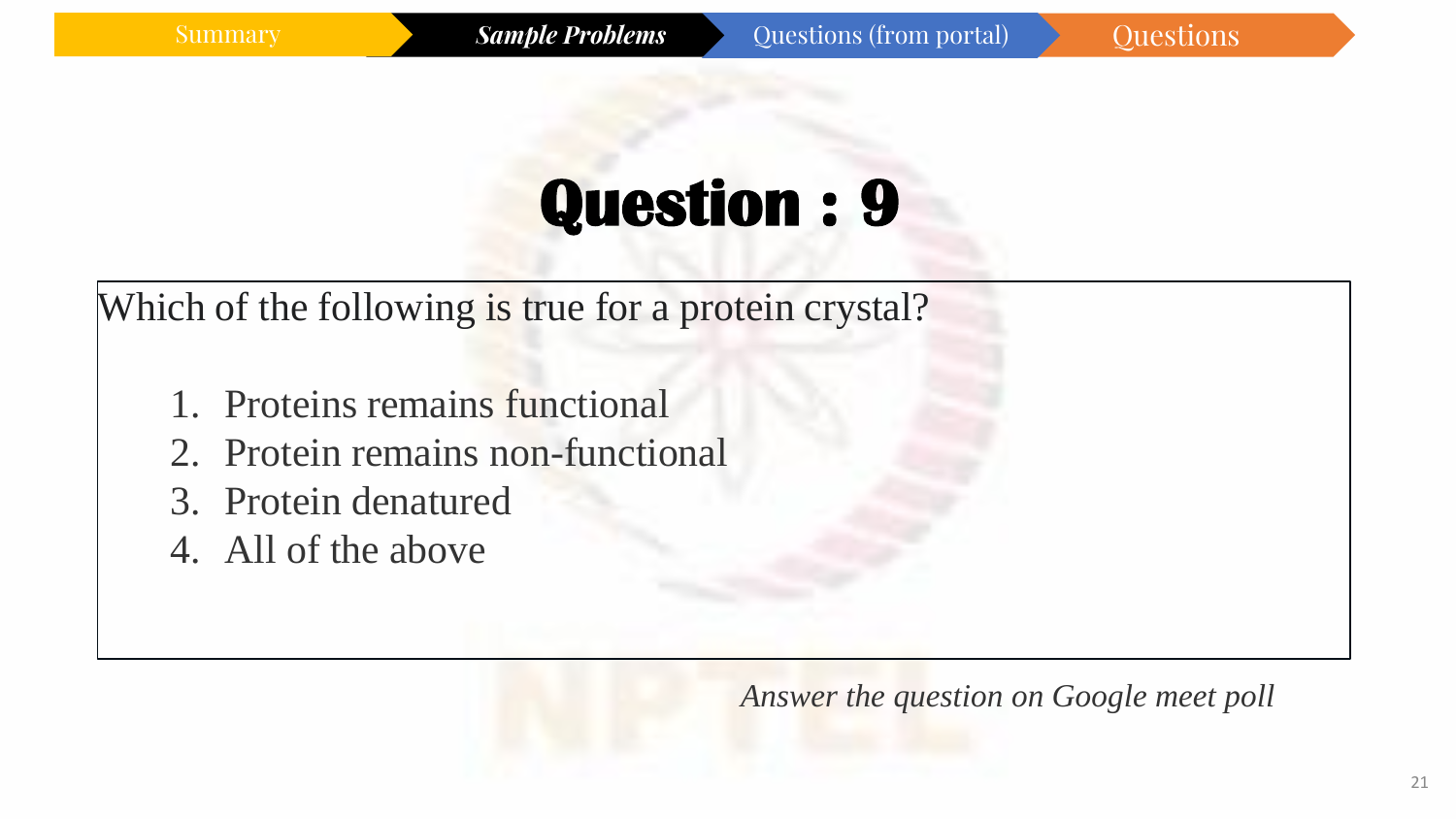Summary | *Sample Problems* | Questions (from portal) | Questions

# Question : 9

Which of the following is true for a protein crystal?

1. Proteins remains functional
2. Protein remains non-functional
3. Protein denatured
4. All of the above

*Answer the question on Google meet poll*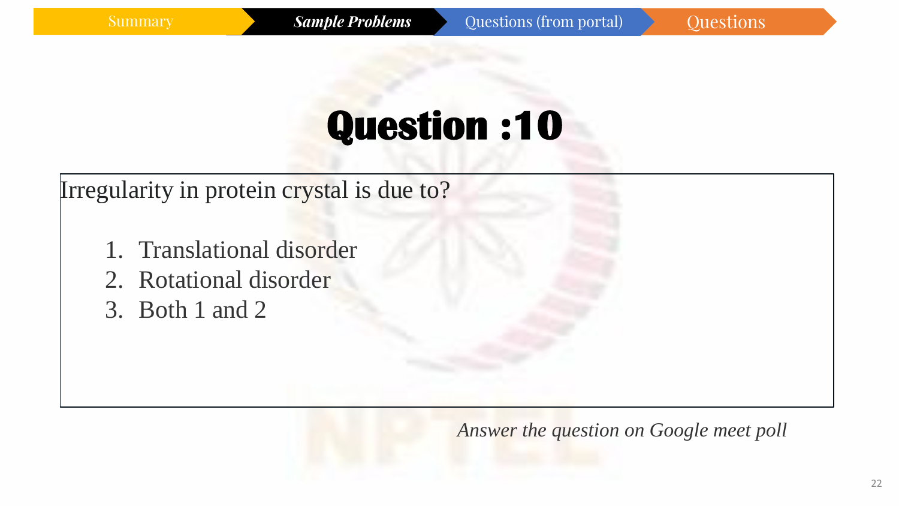Summary | *Sample Problems* | Questions (from portal) | Questions

# Question :10

Irregularity in protein crystal is due to?

1. Translational disorder
2. Rotational disorder
3. Both 1 and 2

*Answer the question on Google meet poll*